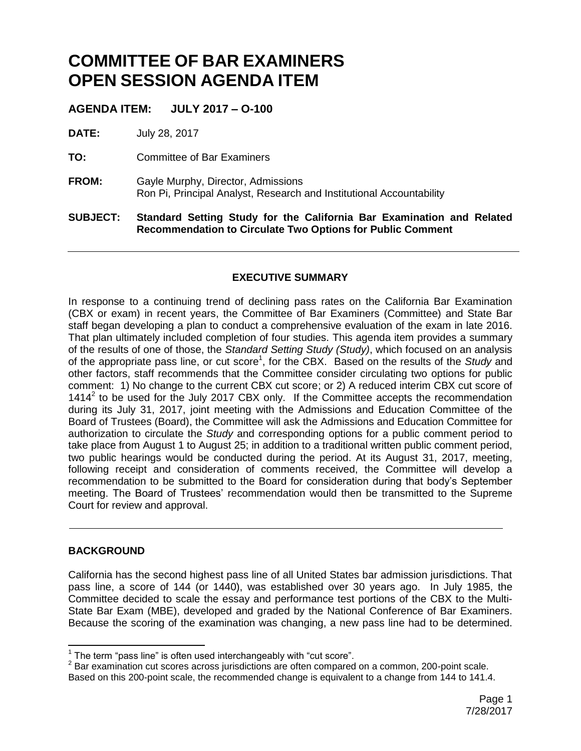# COMMITTEE OF BAR EXAMINERS OPEN SESSION AGENDA ITEM

**AGENDA ITEM: JULY 2017 – O-100**

**DATE:** July 28, 2017

**TO:** Committee of Bar Examiners

**FROM:** Gayle Murphy, Director, Admissions
Ron Pi, Principal Analyst, Research and Institutional Accountability

**SUBJECT: Standard Setting Study for the California Bar Examination and Related Recommendation to Circulate Two Options for Public Comment**

---

## EXECUTIVE SUMMARY

In response to a continuing trend of declining pass rates on the California Bar Examination (CBX or exam) in recent years, the Committee of Bar Examiners (Committee) and State Bar staff began developing a plan to conduct a comprehensive evaluation of the exam in late 2016. That plan ultimately included completion of four studies. This agenda item provides a summary of the results of one of those, the *Standard Setting Study (Study)*, which focused on an analysis of the appropriate pass line, or cut score[1], for the CBX. Based on the results of the *Study* and other factors, staff recommends that the Committee consider circulating two options for public comment: 1) No change to the current CBX cut score; or 2) A reduced interim CBX cut score of 1414[2] to be used for the July 2017 CBX only. If the Committee accepts the recommendation during its July 31, 2017, joint meeting with the Admissions and Education Committee of the Board of Trustees (Board), the Committee will ask the Admissions and Education Committee for authorization to circulate the *Study* and corresponding options for a public comment period to take place from August 1 to August 25; in addition to a traditional written public comment period, two public hearings would be conducted during the period. At its August 31, 2017, meeting, following receipt and consideration of comments received, the Committee will develop a recommendation to be submitted to the Board for consideration during that body's September meeting. The Board of Trustees' recommendation would then be transmitted to the Supreme Court for review and approval.

---

## BACKGROUND

California has the second highest pass line of all United States bar admission jurisdictions. That pass line, a score of 144 (or 1440), was established over 30 years ago. In July 1985, the Committee decided to scale the essay and performance test portions of the CBX to the Multi-State Bar Exam (MBE), developed and graded by the National Conference of Bar Examiners. Because the scoring of the examination was changing, a new pass line had to be determined.

---

[1] The term "pass line" is often used interchangeably with "cut score".

[2] Bar examination cut scores across jurisdictions are often compared on a common, 200-point scale. Based on this 200-point scale, the recommended change is equivalent to a change from 144 to 141.4.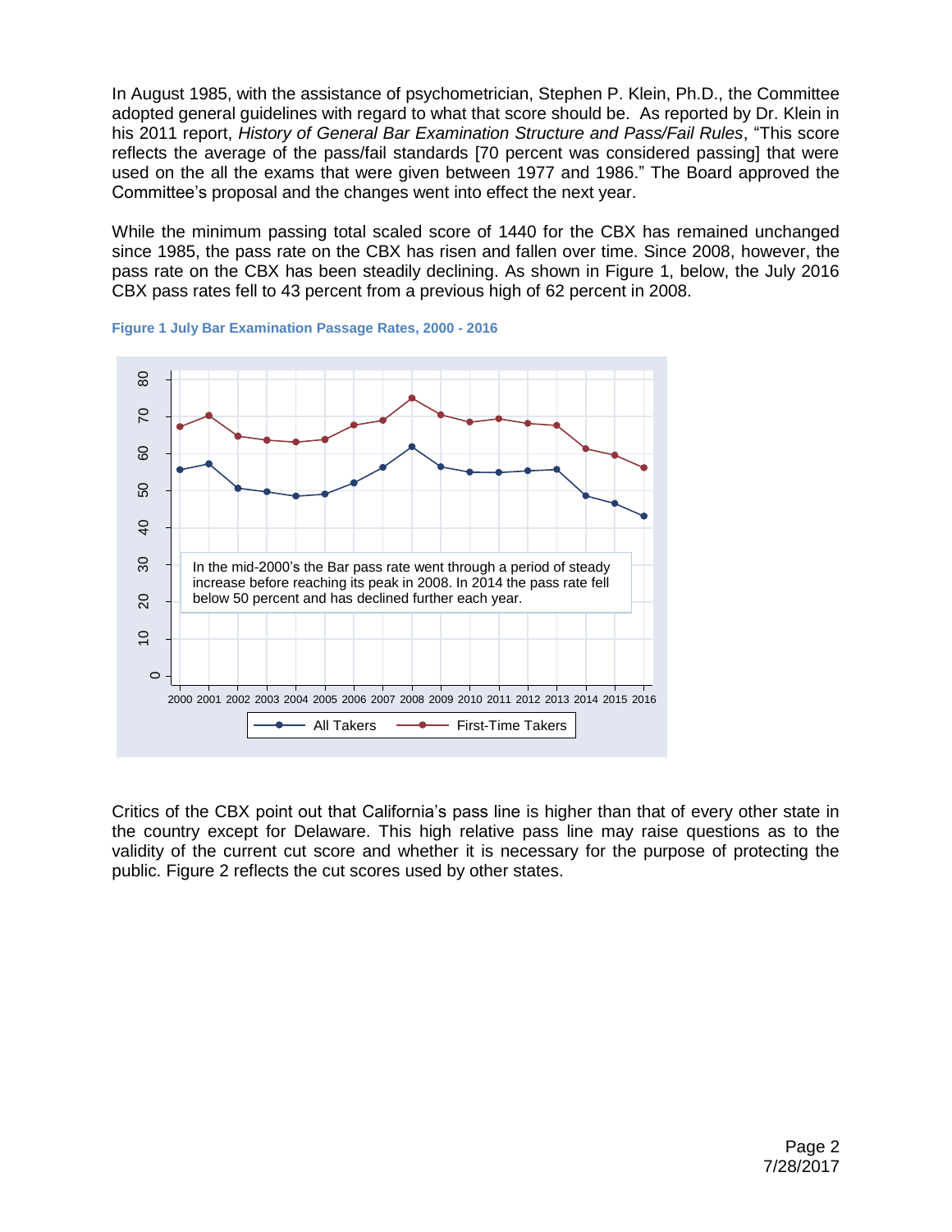In August 1985, with the assistance of psychometrician, Stephen P. Klein, Ph.D., the Committee adopted general guidelines with regard to what that score should be. As reported by Dr. Klein in his 2011 report, *History of General Bar Examination Structure and Pass/Fail Rules*, "This score reflects the average of the pass/fail standards [70 percent was considered passing] that were used on the all the exams that were given between 1977 and 1986." The Board approved the Committee's proposal and the changes went into effect the next year.

While the minimum passing total scaled score of 1440 for the CBX has remained unchanged since 1985, the pass rate on the CBX has risen and fallen over time. Since 2008, however, the pass rate on the CBX has been steadily declining. As shown in Figure 1, below, the July 2016 CBX pass rates fell to 43 percent from a previous high of 62 percent in 2008.

**Figure 1 July Bar Examination Passage Rates, 2000 - 2016**

In the mid-2000's the Bar pass rate went through a period of steady increase before reaching its peak in 2008. In 2014 the pass rate fell below 50 percent and has declined further each year.

Critics of the CBX point out that California's pass line is higher than that of every other state in the country except for Delaware. This high relative pass line may raise questions as to the validity of the current cut score and whether it is necessary for the purpose of protecting the public. Figure 2 reflects the cut scores used by other states.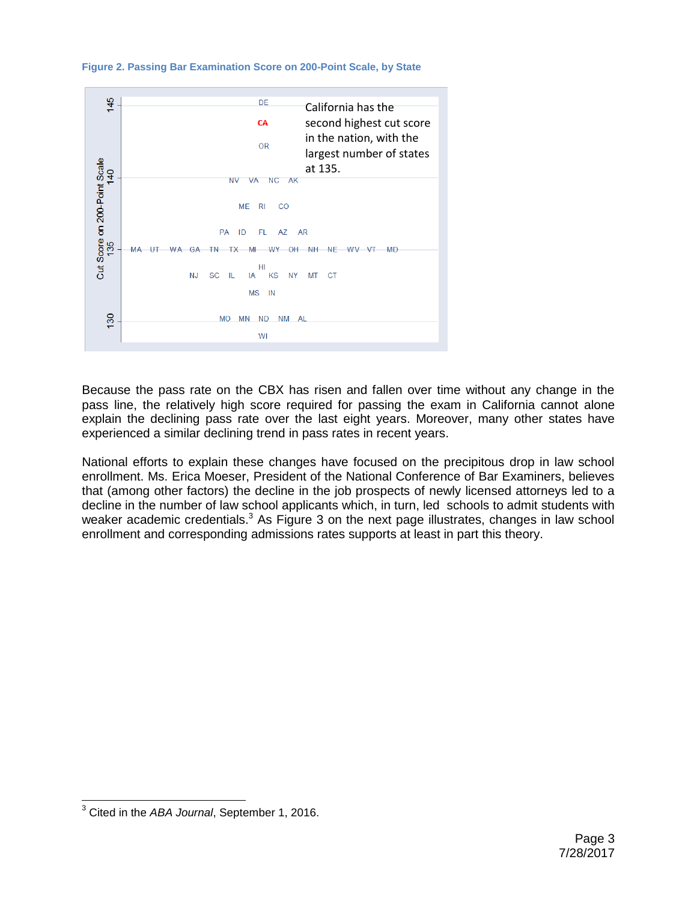**Figure 2. Passing Bar Examination Score on 200-Point Scale, by State**

Cut Score on 200-Point Scale

145: DE
CA
OR
140: NV VA NC AK
ME RI CO
PA ID FL AZ AR
135: MA UT WA GA TN TX MI WY OH NH NE WV VT MD
HI
NJ SC IL IA KS NY MT CT
MS IN
130: MO MN ND NM AL
WI

California has the second highest cut score in the nation, with the largest number of states at 135.

Because the pass rate on the CBX has risen and fallen over time without any change in the pass line, the relatively high score required for passing the exam in California cannot alone explain the declining pass rate over the last eight years. Moreover, many other states have experienced a similar declining trend in pass rates in recent years.

National efforts to explain these changes have focused on the precipitous drop in law school enrollment. Ms. Erica Moeser, President of the National Conference of Bar Examiners, believes that (among other factors) the decline in the job prospects of newly licensed attorneys led to a decline in the number of law school applicants which, in turn, led schools to admit students with weaker academic credentials.[3] As Figure 3 on the next page illustrates, changes in law school enrollment and corresponding admissions rates supports at least in part this theory.

[3] Cited in the *ABA Journal*, September 1, 2016.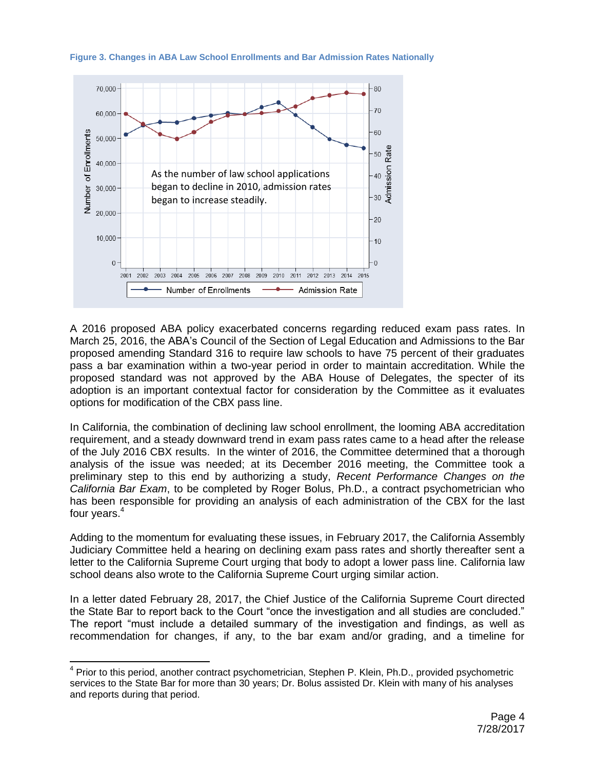**Figure 3. Changes in ABA Law School Enrollments and Bar Admission Rates Nationally**

As the number of law school applications began to decline in 2010, admission rates began to increase steadily.

A 2016 proposed ABA policy exacerbated concerns regarding reduced exam pass rates. In March 25, 2016, the ABA's Council of the Section of Legal Education and Admissions to the Bar proposed amending Standard 316 to require law schools to have 75 percent of their graduates pass a bar examination within a two-year period in order to maintain accreditation. While the proposed standard was not approved by the ABA House of Delegates, the specter of its adoption is an important contextual factor for consideration by the Committee as it evaluates options for modification of the CBX pass line.

In California, the combination of declining law school enrollment, the looming ABA accreditation requirement, and a steady downward trend in exam pass rates came to a head after the release of the July 2016 CBX results. In the winter of 2016, the Committee determined that a thorough analysis of the issue was needed; at its December 2016 meeting, the Committee took a preliminary step to this end by authorizing a study, *Recent Performance Changes on the California Bar Exam*, to be completed by Roger Bolus, Ph.D., a contract psychometrician who has been responsible for providing an analysis of each administration of the CBX for the last four years.[4]

Adding to the momentum for evaluating these issues, in February 2017, the California Assembly Judiciary Committee held a hearing on declining exam pass rates and shortly thereafter sent a letter to the California Supreme Court urging that body to adopt a lower pass line. California law school deans also wrote to the California Supreme Court urging similar action.

In a letter dated February 28, 2017, the Chief Justice of the California Supreme Court directed the State Bar to report back to the Court "once the investigation and all studies are concluded." The report "must include a detailed summary of the investigation and findings, as well as recommendation for changes, if any, to the bar exam and/or grading, and a timeline for

---

[4] Prior to this period, another contract psychometrician, Stephen P. Klein, Ph.D., provided psychometric services to the State Bar for more than 30 years; Dr. Bolus assisted Dr. Klein with many of his analyses and reports during that period.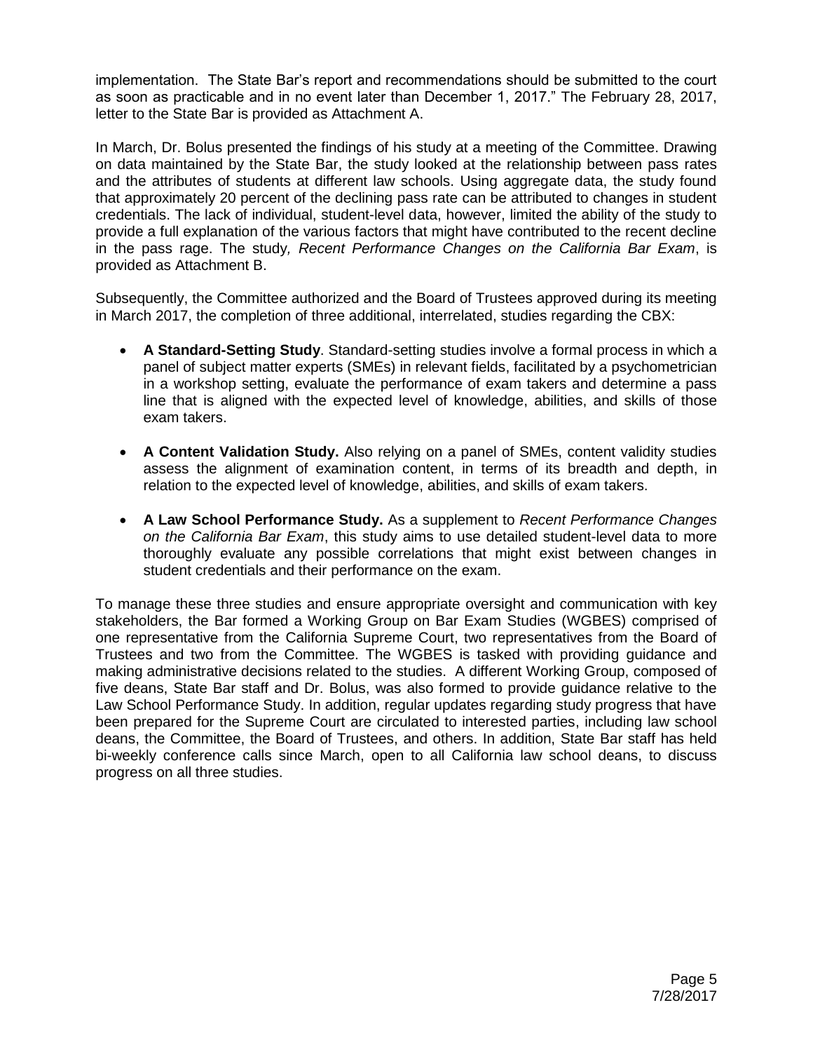implementation. The State Bar's report and recommendations should be submitted to the court as soon as practicable and in no event later than December 1, 2017." The February 28, 2017, letter to the State Bar is provided as Attachment A.

In March, Dr. Bolus presented the findings of his study at a meeting of the Committee. Drawing on data maintained by the State Bar, the study looked at the relationship between pass rates and the attributes of students at different law schools. Using aggregate data, the study found that approximately 20 percent of the declining pass rate can be attributed to changes in student credentials. The lack of individual, student-level data, however, limited the ability of the study to provide a full explanation of the various factors that might have contributed to the recent decline in the pass rage. The study*, Recent Performance Changes on the California Bar Exam*, is provided as Attachment B.

Subsequently, the Committee authorized and the Board of Trustees approved during its meeting in March 2017, the completion of three additional, interrelated, studies regarding the CBX:

- **A Standard-Setting Study**. Standard-setting studies involve a formal process in which a panel of subject matter experts (SMEs) in relevant fields, facilitated by a psychometrician in a workshop setting, evaluate the performance of exam takers and determine a pass line that is aligned with the expected level of knowledge, abilities, and skills of those exam takers.

- **A Content Validation Study.** Also relying on a panel of SMEs, content validity studies assess the alignment of examination content, in terms of its breadth and depth, in relation to the expected level of knowledge, abilities, and skills of exam takers.

- **A Law School Performance Study.** As a supplement to *Recent Performance Changes on the California Bar Exam*, this study aims to use detailed student-level data to more thoroughly evaluate any possible correlations that might exist between changes in student credentials and their performance on the exam.

To manage these three studies and ensure appropriate oversight and communication with key stakeholders, the Bar formed a Working Group on Bar Exam Studies (WGBES) comprised of one representative from the California Supreme Court, two representatives from the Board of Trustees and two from the Committee. The WGBES is tasked with providing guidance and making administrative decisions related to the studies. A different Working Group, composed of five deans, State Bar staff and Dr. Bolus, was also formed to provide guidance relative to the Law School Performance Study. In addition, regular updates regarding study progress that have been prepared for the Supreme Court are circulated to interested parties, including law school deans, the Committee, the Board of Trustees, and others. In addition, State Bar staff has held bi-weekly conference calls since March, open to all California law school deans, to discuss progress on all three studies.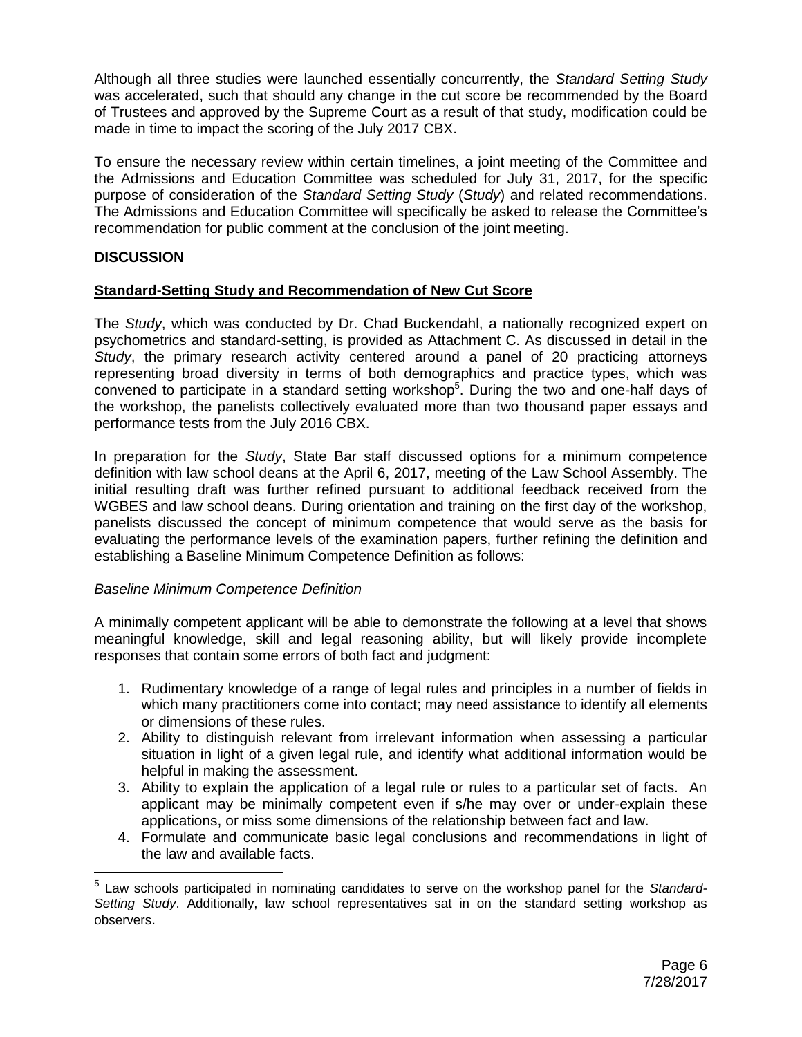Although all three studies were launched essentially concurrently, the *Standard Setting Study* was accelerated, such that should any change in the cut score be recommended by the Board of Trustees and approved by the Supreme Court as a result of that study, modification could be made in time to impact the scoring of the July 2017 CBX.

To ensure the necessary review within certain timelines, a joint meeting of the Committee and the Admissions and Education Committee was scheduled for July 31, 2017, for the specific purpose of consideration of the *Standard Setting Study* (*Study*) and related recommendations. The Admissions and Education Committee will specifically be asked to release the Committee's recommendation for public comment at the conclusion of the joint meeting.

**DISCUSSION**

**Standard-Setting Study and Recommendation of New Cut Score**

The *Study*, which was conducted by Dr. Chad Buckendahl, a nationally recognized expert on psychometrics and standard-setting, is provided as Attachment C. As discussed in detail in the *Study*, the primary research activity centered around a panel of 20 practicing attorneys representing broad diversity in terms of both demographics and practice types, which was convened to participate in a standard setting workshop[5]. During the two and one-half days of the workshop, the panelists collectively evaluated more than two thousand paper essays and performance tests from the July 2016 CBX.

In preparation for the *Study*, State Bar staff discussed options for a minimum competence definition with law school deans at the April 6, 2017, meeting of the Law School Assembly. The initial resulting draft was further refined pursuant to additional feedback received from the WGBES and law school deans. During orientation and training on the first day of the workshop, panelists discussed the concept of minimum competence that would serve as the basis for evaluating the performance levels of the examination papers, further refining the definition and establishing a Baseline Minimum Competence Definition as follows:

*Baseline Minimum Competence Definition*

A minimally competent applicant will be able to demonstrate the following at a level that shows meaningful knowledge, skill and legal reasoning ability, but will likely provide incomplete responses that contain some errors of both fact and judgment:

1. Rudimentary knowledge of a range of legal rules and principles in a number of fields in which many practitioners come into contact; may need assistance to identify all elements or dimensions of these rules.
2. Ability to distinguish relevant from irrelevant information when assessing a particular situation in light of a given legal rule, and identify what additional information would be helpful in making the assessment.
3. Ability to explain the application of a legal rule or rules to a particular set of facts. An applicant may be minimally competent even if s/he may over or under-explain these applications, or miss some dimensions of the relationship between fact and law.
4. Formulate and communicate basic legal conclusions and recommendations in light of the law and available facts.

[5] Law schools participated in nominating candidates to serve on the workshop panel for the *Standard-Setting Study*. Additionally, law school representatives sat in on the standard setting workshop as observers.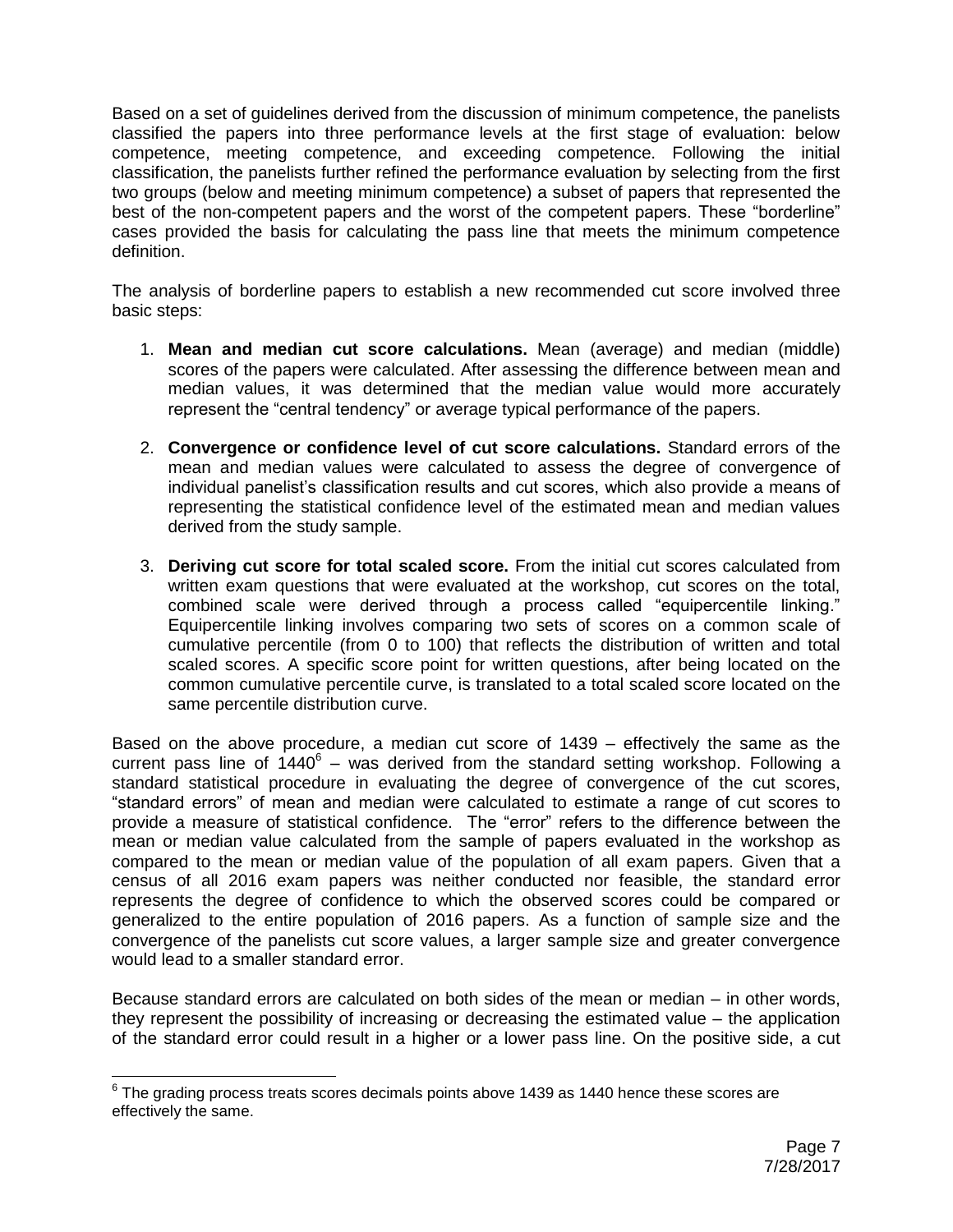Based on a set of guidelines derived from the discussion of minimum competence, the panelists classified the papers into three performance levels at the first stage of evaluation: below competence, meeting competence, and exceeding competence. Following the initial classification, the panelists further refined the performance evaluation by selecting from the first two groups (below and meeting minimum competence) a subset of papers that represented the best of the non-competent papers and the worst of the competent papers. These "borderline" cases provided the basis for calculating the pass line that meets the minimum competence definition.

The analysis of borderline papers to establish a new recommended cut score involved three basic steps:

1. **Mean and median cut score calculations.** Mean (average) and median (middle) scores of the papers were calculated. After assessing the difference between mean and median values, it was determined that the median value would more accurately represent the "central tendency" or average typical performance of the papers.

2. **Convergence or confidence level of cut score calculations.** Standard errors of the mean and median values were calculated to assess the degree of convergence of individual panelist's classification results and cut scores, which also provide a means of representing the statistical confidence level of the estimated mean and median values derived from the study sample.

3. **Deriving cut score for total scaled score.** From the initial cut scores calculated from written exam questions that were evaluated at the workshop, cut scores on the total, combined scale were derived through a process called "equipercentile linking." Equipercentile linking involves comparing two sets of scores on a common scale of cumulative percentile (from 0 to 100) that reflects the distribution of written and total scaled scores. A specific score point for written questions, after being located on the common cumulative percentile curve, is translated to a total scaled score located on the same percentile distribution curve.

Based on the above procedure, a median cut score of 1439 – effectively the same as the current pass line of 1440[6] – was derived from the standard setting workshop. Following a standard statistical procedure in evaluating the degree of convergence of the cut scores, "standard errors" of mean and median were calculated to estimate a range of cut scores to provide a measure of statistical confidence. The "error" refers to the difference between the mean or median value calculated from the sample of papers evaluated in the workshop as compared to the mean or median value of the population of all exam papers. Given that a census of all 2016 exam papers was neither conducted nor feasible, the standard error represents the degree of confidence to which the observed scores could be compared or generalized to the entire population of 2016 papers. As a function of sample size and the convergence of the panelists cut score values, a larger sample size and greater convergence would lead to a smaller standard error.

Because standard errors are calculated on both sides of the mean or median – in other words, they represent the possibility of increasing or decreasing the estimated value – the application of the standard error could result in a higher or a lower pass line. On the positive side, a cut

[6] The grading process treats scores decimals points above 1439 as 1440 hence these scores are effectively the same.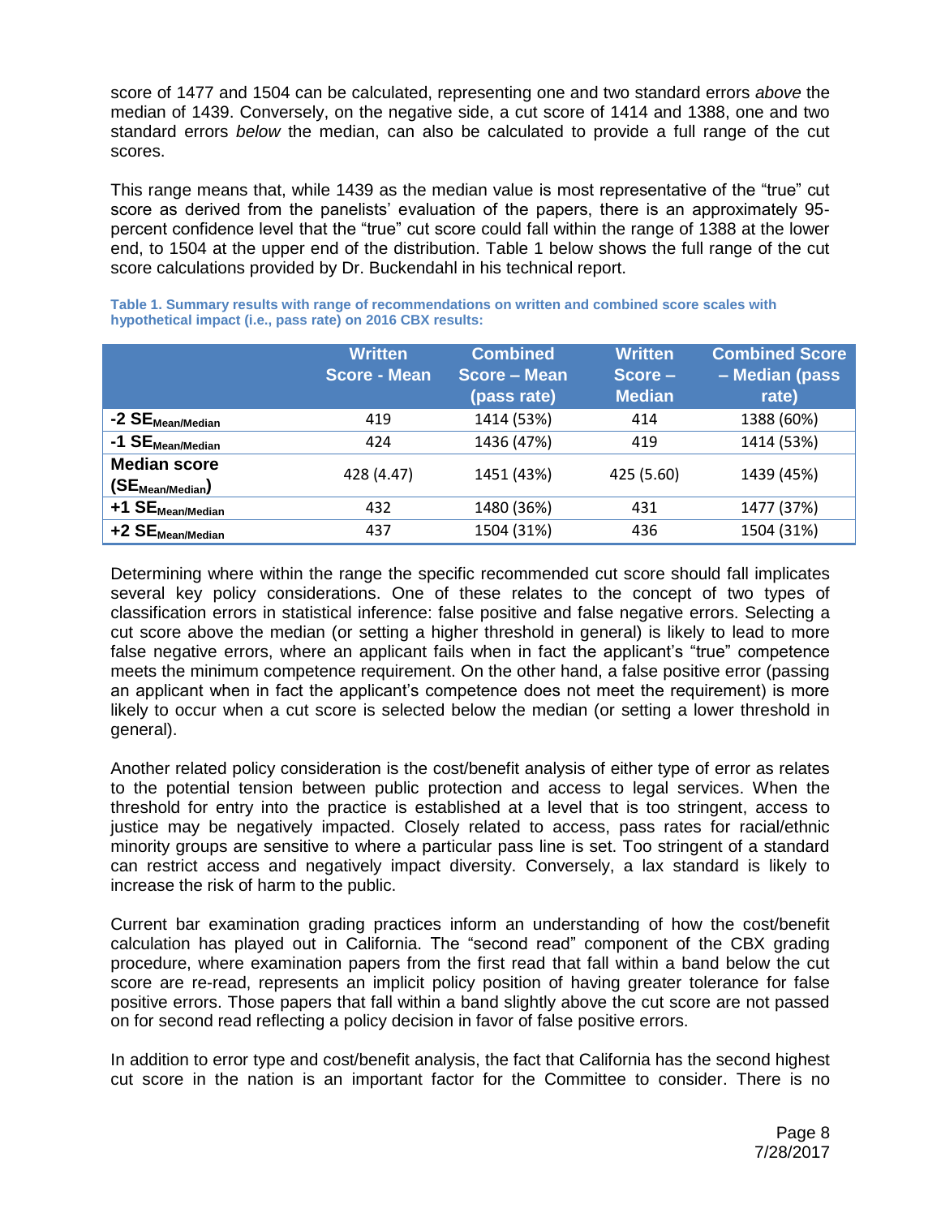score of 1477 and 1504 can be calculated, representing one and two standard errors *above* the median of 1439. Conversely, on the negative side, a cut score of 1414 and 1388, one and two standard errors *below* the median, can also be calculated to provide a full range of the cut scores.

This range means that, while 1439 as the median value is most representative of the "true" cut score as derived from the panelists' evaluation of the papers, there is an approximately 95-percent confidence level that the "true" cut score could fall within the range of 1388 at the lower end, to 1504 at the upper end of the distribution. Table 1 below shows the full range of the cut score calculations provided by Dr. Buckendahl in his technical report.

**Table 1. Summary results with range of recommendations on written and combined score scales with hypothetical impact (i.e., pass rate) on 2016 CBX results:**

| | Written Score - Mean | Combined Score – Mean (pass rate) | Written Score – Median | Combined Score – Median (pass rate) |
|---|---|---|---|---|
| **-2 $SE_{Mean/Median}$** | 419 | 1414 (53%) | 414 | 1388 (60%) |
| **-1 $SE_{Mean/Median}$** | 424 | 1436 (47%) | 419 | 1414 (53%) |
| **Median score ($SE_{Mean/Median}$)** | 428 (4.47) | 1451 (43%) | 425 (5.60) | 1439 (45%) |
| **+1 $SE_{Mean/Median}$** | 432 | 1480 (36%) | 431 | 1477 (37%) |
| **+2 $SE_{Mean/Median}$** | 437 | 1504 (31%) | 436 | 1504 (31%) |

Determining where within the range the specific recommended cut score should fall implicates several key policy considerations. One of these relates to the concept of two types of classification errors in statistical inference: false positive and false negative errors. Selecting a cut score above the median (or setting a higher threshold in general) is likely to lead to more false negative errors, where an applicant fails when in fact the applicant's "true" competence meets the minimum competence requirement. On the other hand, a false positive error (passing an applicant when in fact the applicant's competence does not meet the requirement) is more likely to occur when a cut score is selected below the median (or setting a lower threshold in general).

Another related policy consideration is the cost/benefit analysis of either type of error as relates to the potential tension between public protection and access to legal services. When the threshold for entry into the practice is established at a level that is too stringent, access to justice may be negatively impacted. Closely related to access, pass rates for racial/ethnic minority groups are sensitive to where a particular pass line is set. Too stringent of a standard can restrict access and negatively impact diversity. Conversely, a lax standard is likely to increase the risk of harm to the public.

Current bar examination grading practices inform an understanding of how the cost/benefit calculation has played out in California. The "second read" component of the CBX grading procedure, where examination papers from the first read that fall within a band below the cut score are re-read, represents an implicit policy position of having greater tolerance for false positive errors. Those papers that fall within a band slightly above the cut score are not passed on for second read reflecting a policy decision in favor of false positive errors.

In addition to error type and cost/benefit analysis, the fact that California has the second highest cut score in the nation is an important factor for the Committee to consider. There is no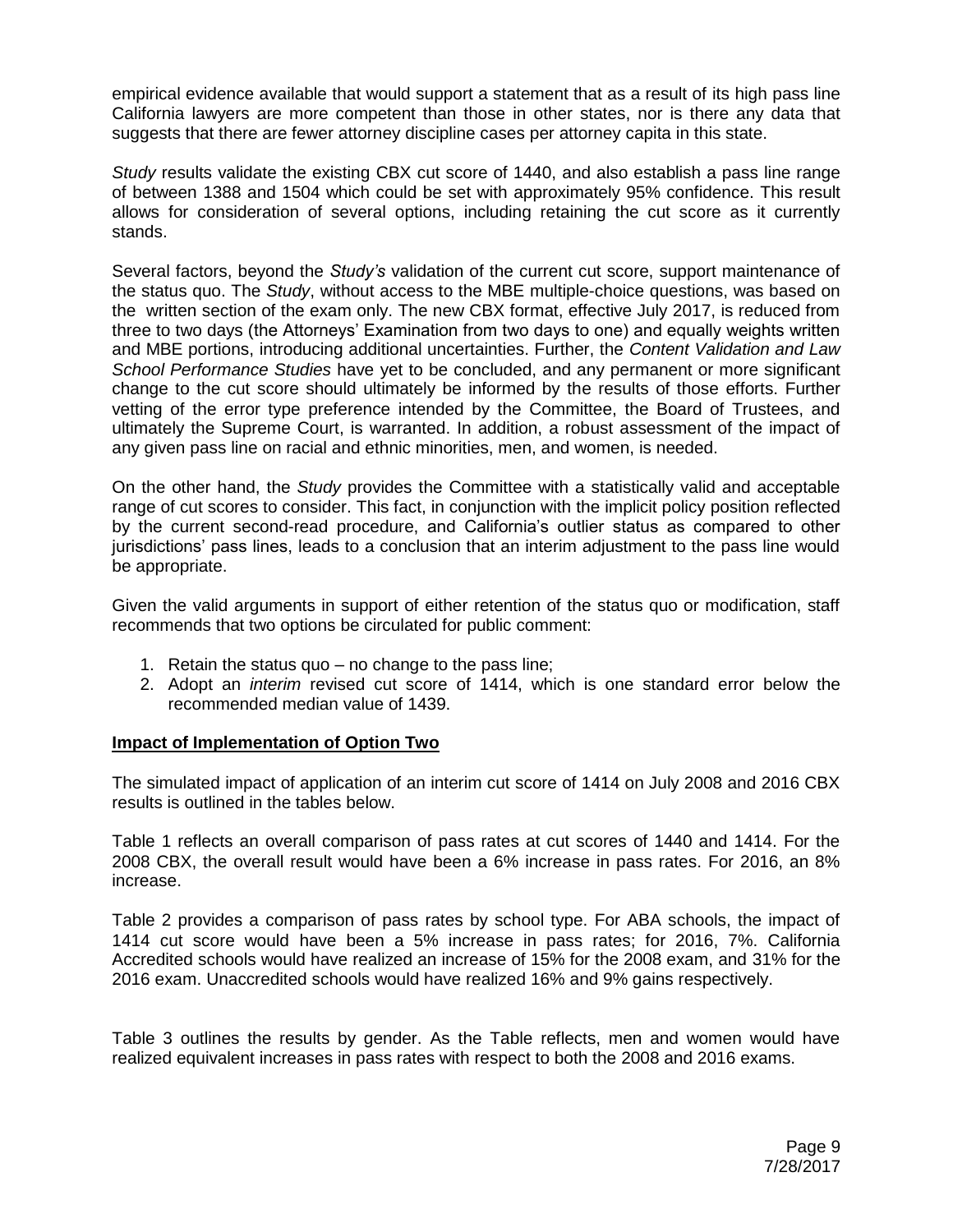empirical evidence available that would support a statement that as a result of its high pass line California lawyers are more competent than those in other states, nor is there any data that suggests that there are fewer attorney discipline cases per attorney capita in this state.

*Study* results validate the existing CBX cut score of 1440, and also establish a pass line range of between 1388 and 1504 which could be set with approximately 95% confidence. This result allows for consideration of several options, including retaining the cut score as it currently stands.

Several factors, beyond the *Study's* validation of the current cut score, support maintenance of the status quo. The *Study*, without access to the MBE multiple-choice questions, was based on the written section of the exam only. The new CBX format, effective July 2017, is reduced from three to two days (the Attorneys' Examination from two days to one) and equally weights written and MBE portions, introducing additional uncertainties. Further, the *Content Validation and Law School Performance Studies* have yet to be concluded, and any permanent or more significant change to the cut score should ultimately be informed by the results of those efforts. Further vetting of the error type preference intended by the Committee, the Board of Trustees, and ultimately the Supreme Court, is warranted. In addition, a robust assessment of the impact of any given pass line on racial and ethnic minorities, men, and women, is needed.

On the other hand, the *Study* provides the Committee with a statistically valid and acceptable range of cut scores to consider. This fact, in conjunction with the implicit policy position reflected by the current second-read procedure, and California's outlier status as compared to other jurisdictions' pass lines, leads to a conclusion that an interim adjustment to the pass line would be appropriate.

Given the valid arguments in support of either retention of the status quo or modification, staff recommends that two options be circulated for public comment:

1. Retain the status quo – no change to the pass line;
2. Adopt an *interim* revised cut score of 1414, which is one standard error below the recommended median value of 1439.

**Impact of Implementation of Option Two**

The simulated impact of application of an interim cut score of 1414 on July 2008 and 2016 CBX results is outlined in the tables below.

Table 1 reflects an overall comparison of pass rates at cut scores of 1440 and 1414. For the 2008 CBX, the overall result would have been a 6% increase in pass rates. For 2016, an 8% increase.

Table 2 provides a comparison of pass rates by school type. For ABA schools, the impact of 1414 cut score would have been a 5% increase in pass rates; for 2016, 7%. California Accredited schools would have realized an increase of 15% for the 2008 exam, and 31% for the 2016 exam. Unaccredited schools would have realized 16% and 9% gains respectively.

Table 3 outlines the results by gender. As the Table reflects, men and women would have realized equivalent increases in pass rates with respect to both the 2008 and 2016 exams.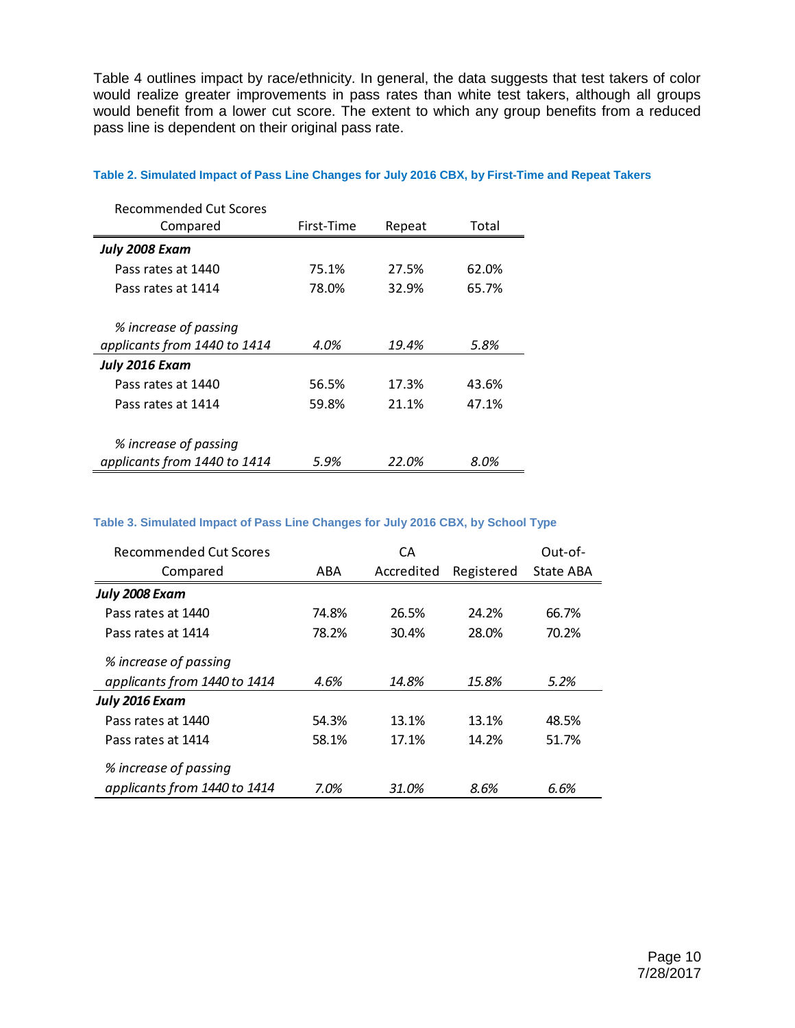Table 4 outlines impact by race/ethnicity. In general, the data suggests that test takers of color would realize greater improvements in pass rates than white test takers, although all groups would benefit from a lower cut score. The extent to which any group benefits from a reduced pass line is dependent on their original pass rate.

**Table 2. Simulated Impact of Pass Line Changes for July 2016 CBX, by First-Time and Repeat Takers**

| Recommended Cut Scores Compared | First-Time | Repeat | Total |
|---|---|---|---|
| ***July 2008 Exam*** | | | |
| Pass rates at 1440 | 75.1% | 27.5% | 62.0% |
| Pass rates at 1414 | 78.0% | 32.9% | 65.7% |
| *% increase of passing applicants from 1440 to 1414* | *4.0%* | *19.4%* | *5.8%* |
| ***July 2016 Exam*** | | | |
| Pass rates at 1440 | 56.5% | 17.3% | 43.6% |
| Pass rates at 1414 | 59.8% | 21.1% | 47.1% |
| *% increase of passing applicants from 1440 to 1414* | *5.9%* | *22.0%* | *8.0%* |

**Table 3. Simulated Impact of Pass Line Changes for July 2016 CBX, by School Type**

| Recommended Cut Scores Compared | ABA | CA Accredited | Registered | Out-of-State ABA |
|---|---|---|---|---|
| ***July 2008 Exam*** | | | | |
| Pass rates at 1440 | 74.8% | 26.5% | 24.2% | 66.7% |
| Pass rates at 1414 | 78.2% | 30.4% | 28.0% | 70.2% |
| *% increase of passing applicants from 1440 to 1414* | *4.6%* | *14.8%* | *15.8%* | *5.2%* |
| ***July 2016 Exam*** | | | | |
| Pass rates at 1440 | 54.3% | 13.1% | 13.1% | 48.5% |
| Pass rates at 1414 | 58.1% | 17.1% | 14.2% | 51.7% |
| *% increase of passing applicants from 1440 to 1414* | *7.0%* | *31.0%* | *8.6%* | *6.6%* |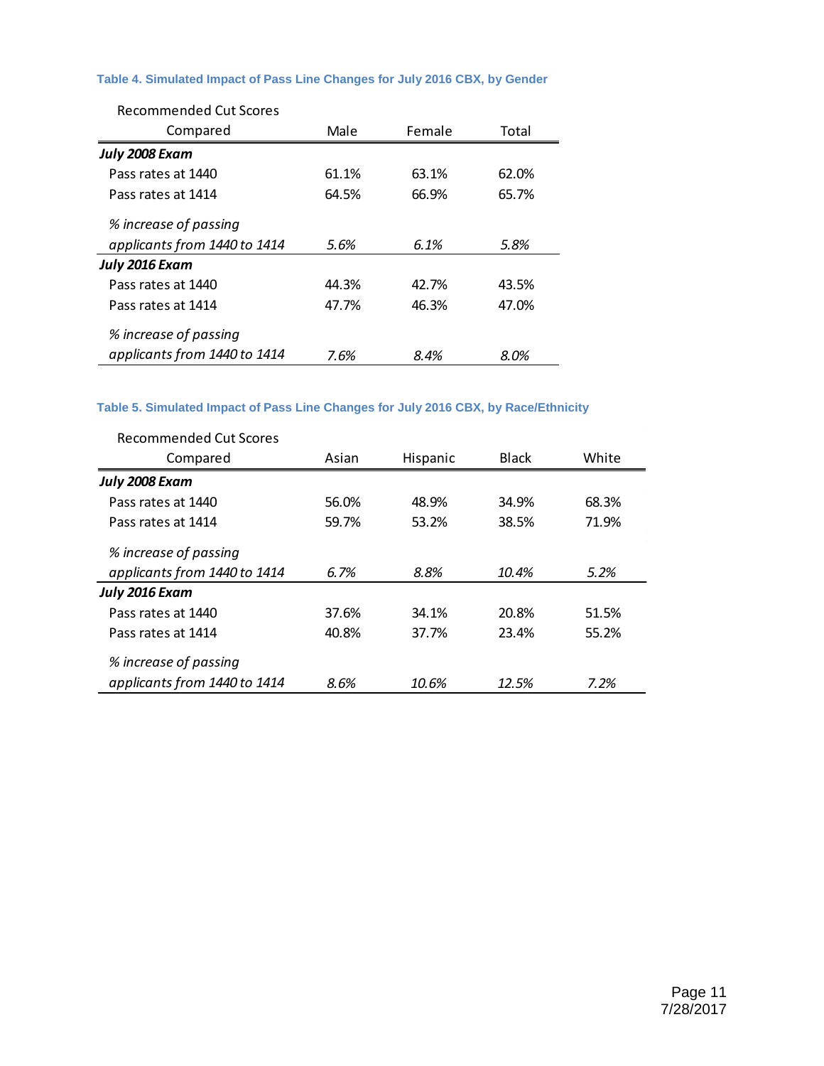**Table 4. Simulated Impact of Pass Line Changes for July 2016 CBX, by Gender**

| Recommended Cut Scores Compared | Male | Female | Total |
|---|---|---|---|
| ***July 2008 Exam*** | | | |
| Pass rates at 1440 | 61.1% | 63.1% | 62.0% |
| Pass rates at 1414 | 64.5% | 66.9% | 65.7% |
| *% increase of passing applicants from 1440 to 1414* | *5.6%* | *6.1%* | *5.8%* |
| ***July 2016 Exam*** | | | |
| Pass rates at 1440 | 44.3% | 42.7% | 43.5% |
| Pass rates at 1414 | 47.7% | 46.3% | 47.0% |
| *% increase of passing applicants from 1440 to 1414* | *7.6%* | *8.4%* | *8.0%* |

**Table 5. Simulated Impact of Pass Line Changes for July 2016 CBX, by Race/Ethnicity**

| Recommended Cut Scores Compared | Asian | Hispanic | Black | White |
|---|---|---|---|---|
| ***July 2008 Exam*** | | | | |
| Pass rates at 1440 | 56.0% | 48.9% | 34.9% | 68.3% |
| Pass rates at 1414 | 59.7% | 53.2% | 38.5% | 71.9% |
| *% increase of passing applicants from 1440 to 1414* | *6.7%* | *8.8%* | *10.4%* | *5.2%* |
| ***July 2016 Exam*** | | | | |
| Pass rates at 1440 | 37.6% | 34.1% | 20.8% | 51.5% |
| Pass rates at 1414 | 40.8% | 37.7% | 23.4% | 55.2% |
| *% increase of passing applicants from 1440 to 1414* | *8.6%* | *10.6%* | *12.5%* | *7.2%* |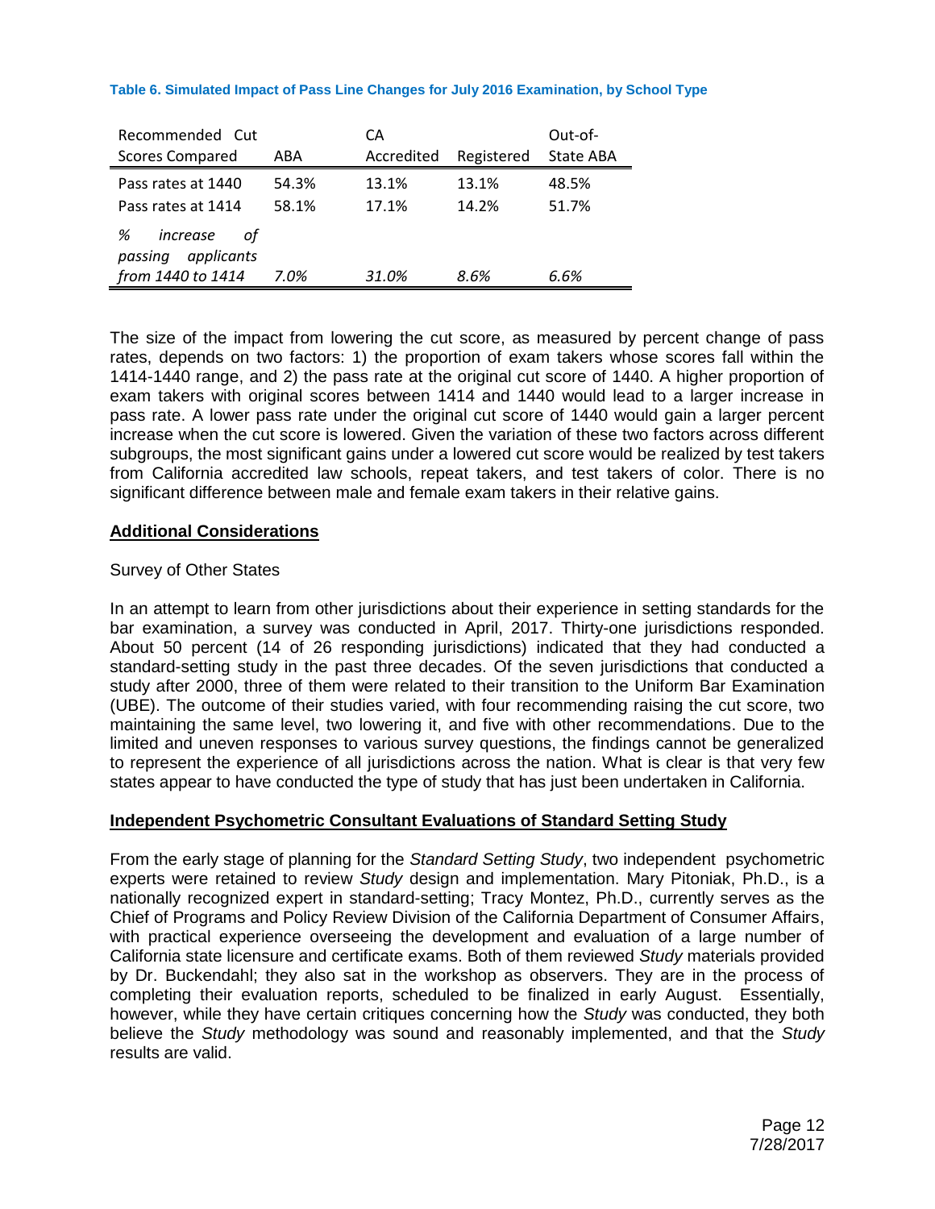**Table 6. Simulated Impact of Pass Line Changes for July 2016 Examination, by School Type**

| Recommended Cut Scores Compared | ABA | CA Accredited | Registered | Out-of-State ABA |
|---|---|---|---|---|
| Pass rates at 1440 | 54.3% | 13.1% | 13.1% | 48.5% |
| Pass rates at 1414 | 58.1% | 17.1% | 14.2% | 51.7% |
| *% increase of passing applicants from 1440 to 1414* | *7.0%* | *31.0%* | *8.6%* | *6.6%* |

The size of the impact from lowering the cut score, as measured by percent change of pass rates, depends on two factors: 1) the proportion of exam takers whose scores fall within the 1414-1440 range, and 2) the pass rate at the original cut score of 1440. A higher proportion of exam takers with original scores between 1414 and 1440 would lead to a larger increase in pass rate. A lower pass rate under the original cut score of 1440 would gain a larger percent increase when the cut score is lowered. Given the variation of these two factors across different subgroups, the most significant gains under a lowered cut score would be realized by test takers from California accredited law schools, repeat takers, and test takers of color. There is no significant difference between male and female exam takers in their relative gains.

## Additional Considerations

Survey of Other States

In an attempt to learn from other jurisdictions about their experience in setting standards for the bar examination, a survey was conducted in April, 2017. Thirty-one jurisdictions responded. About 50 percent (14 of 26 responding jurisdictions) indicated that they had conducted a standard-setting study in the past three decades. Of the seven jurisdictions that conducted a study after 2000, three of them were related to their transition to the Uniform Bar Examination (UBE). The outcome of their studies varied, with four recommending raising the cut score, two maintaining the same level, two lowering it, and five with other recommendations. Due to the limited and uneven responses to various survey questions, the findings cannot be generalized to represent the experience of all jurisdictions across the nation. What is clear is that very few states appear to have conducted the type of study that has just been undertaken in California.

## Independent Psychometric Consultant Evaluations of Standard Setting Study

From the early stage of planning for the *Standard Setting Study*, two independent psychometric experts were retained to review *Study* design and implementation. Mary Pitoniak, Ph.D., is a nationally recognized expert in standard-setting; Tracy Montez, Ph.D., currently serves as the Chief of Programs and Policy Review Division of the California Department of Consumer Affairs, with practical experience overseeing the development and evaluation of a large number of California state licensure and certificate exams. Both of them reviewed *Study* materials provided by Dr. Buckendahl; they also sat in the workshop as observers. They are in the process of completing their evaluation reports, scheduled to be finalized in early August. Essentially, however, while they have certain critiques concerning how the *Study* was conducted, they both believe the *Study* methodology was sound and reasonably implemented, and that the *Study* results are valid.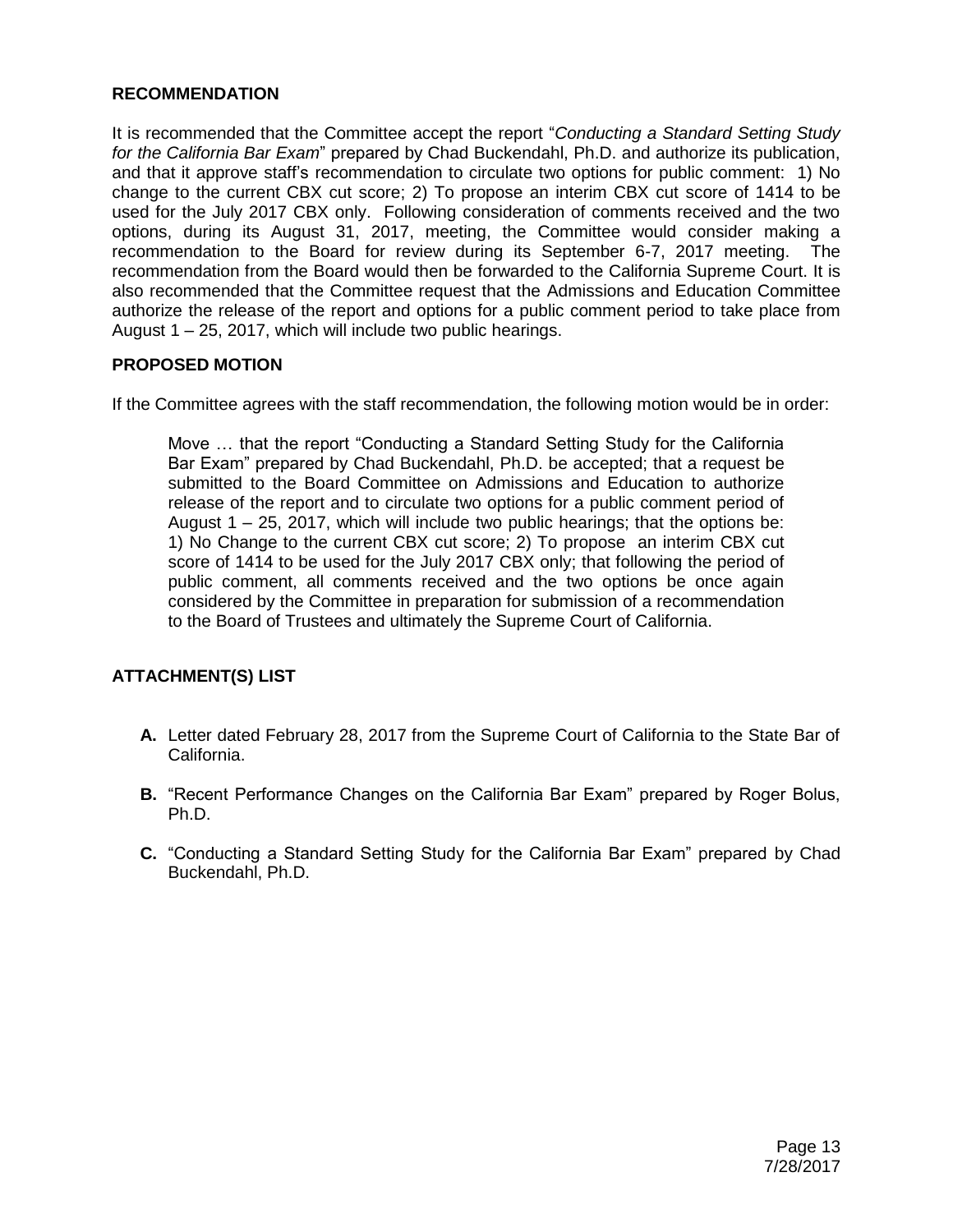## RECOMMENDATION

It is recommended that the Committee accept the report "*Conducting a Standard Setting Study for the California Bar Exam*" prepared by Chad Buckendahl, Ph.D. and authorize its publication, and that it approve staff's recommendation to circulate two options for public comment: 1) No change to the current CBX cut score; 2) To propose an interim CBX cut score of 1414 to be used for the July 2017 CBX only. Following consideration of comments received and the two options, during its August 31, 2017, meeting, the Committee would consider making a recommendation to the Board for review during its September 6-7, 2017 meeting. The recommendation from the Board would then be forwarded to the California Supreme Court. It is also recommended that the Committee request that the Admissions and Education Committee authorize the release of the report and options for a public comment period to take place from August 1 – 25, 2017, which will include two public hearings.

## PROPOSED MOTION

If the Committee agrees with the staff recommendation, the following motion would be in order:

> Move … that the report "Conducting a Standard Setting Study for the California Bar Exam" prepared by Chad Buckendahl, Ph.D. be accepted; that a request be submitted to the Board Committee on Admissions and Education to authorize release of the report and to circulate two options for a public comment period of August 1 – 25, 2017, which will include two public hearings; that the options be: 1) No Change to the current CBX cut score; 2) To propose an interim CBX cut score of 1414 to be used for the July 2017 CBX only; that following the period of public comment, all comments received and the two options be once again considered by the Committee in preparation for submission of a recommendation to the Board of Trustees and ultimately the Supreme Court of California.

## ATTACHMENT(S) LIST

- **A.** Letter dated February 28, 2017 from the Supreme Court of California to the State Bar of California.
- **B.** "Recent Performance Changes on the California Bar Exam" prepared by Roger Bolus, Ph.D.
- **C.** "Conducting a Standard Setting Study for the California Bar Exam" prepared by Chad Buckendahl, Ph.D.